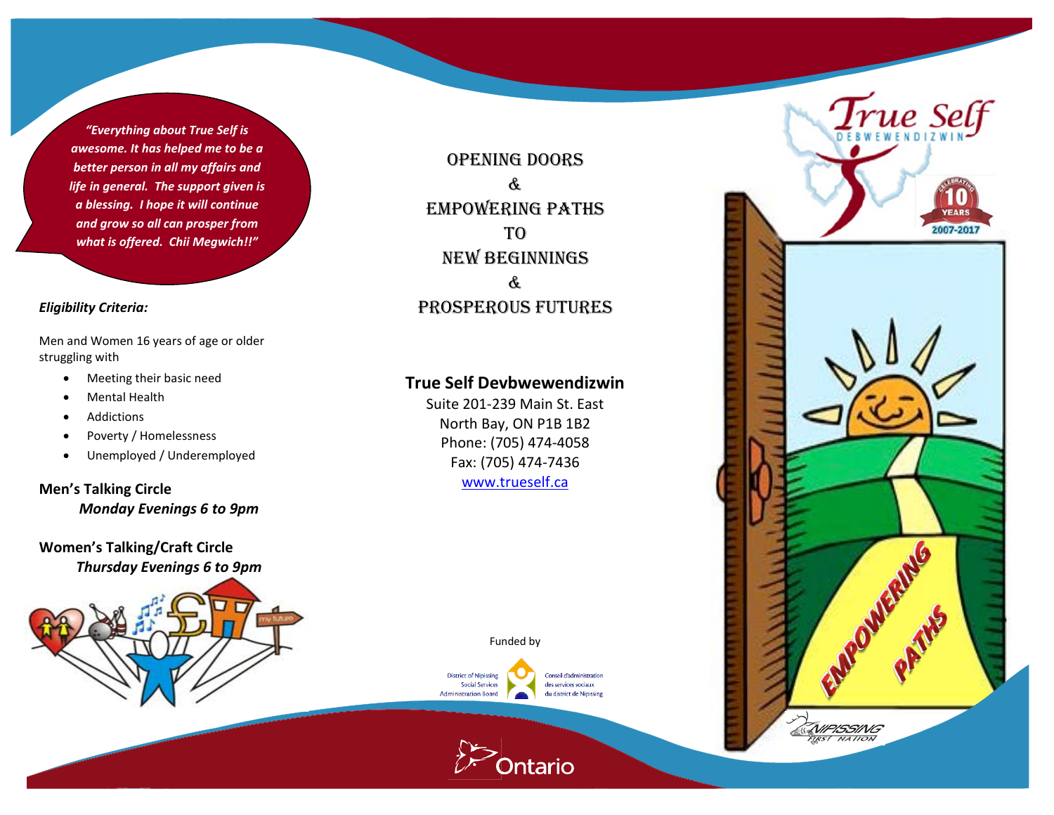*"Everything about True Self is awesome. It has helped me to be a better person in all my affairs and life in general. The support given is a blessing. I hope it will continue and grow so all can prosper from what is offered. Chii Megwich!!"*

***Eligibility Criteria:***

Men and Women 16 years of age or older struggling with

- Meeting their basic need
- Mental Health
- Addictions
- Poverty / Homelessness
- Unemployed / Underemployed

**Men's Talking Circle**
***Monday Evenings 6 to 9pm***

**Women's Talking/Craft Circle**
***Thursday Evenings 6 to 9pm***

OPENING DOORS
&
EMPOWERING PATHS
TO
NEW BEGINNINGS
&
PROSPEROUS FUTURES

## True Self Devbwewendizwin

Suite 201-239 Main St. East
North Bay, ON P1B 1B2
Phone: (705) 474-4058
Fax: (705) 474-7436
www.trueself.ca

Funded by

District of Nipissing Social Services Administration Board
Conseil d'administration des services sociaux du district de Nipissing

Ontario

True Self
DEBWEWENDIZWIN

Celebrating 10 Years
2007-2017

EMPOWERING PATHS

NIPISSING FIRST NATION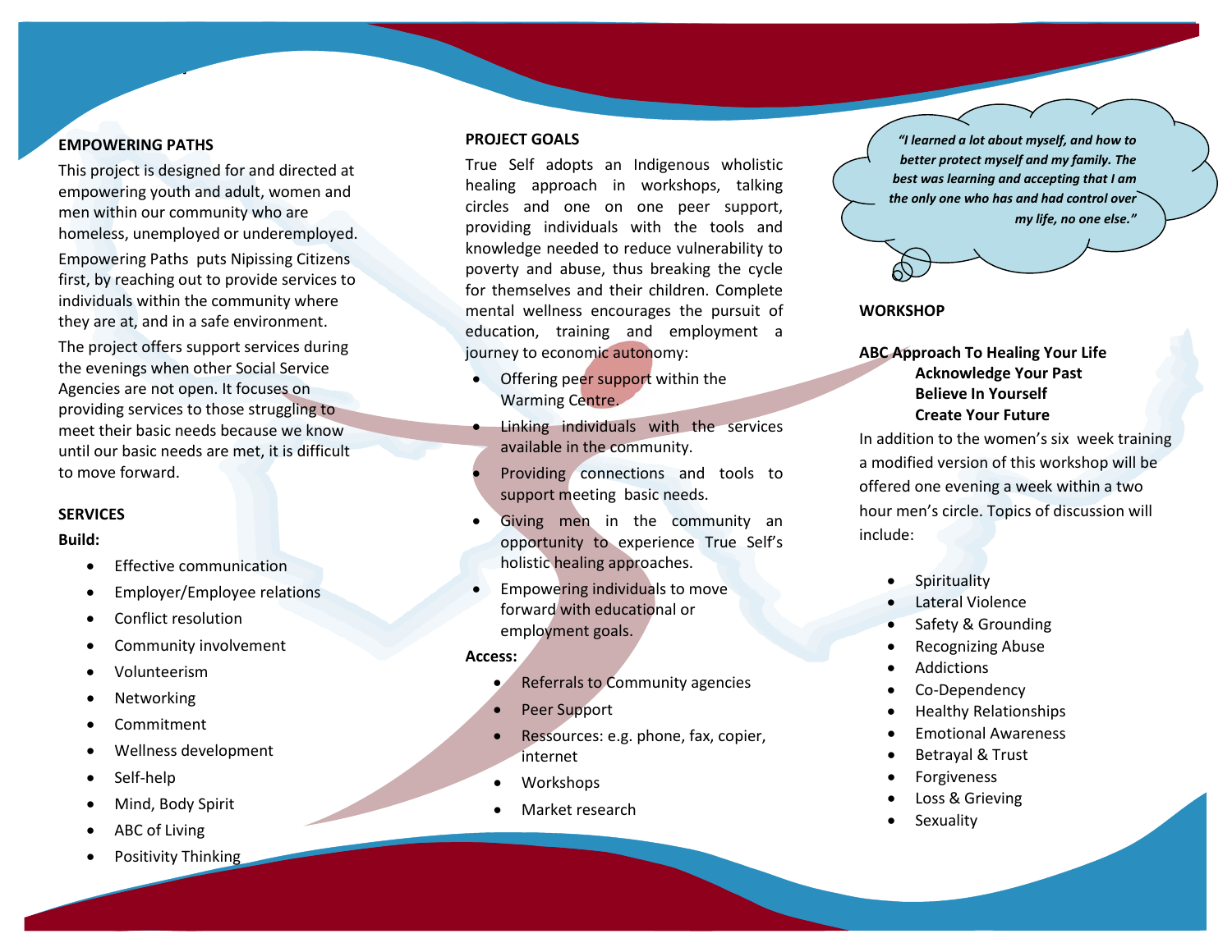## EMPOWERING PATHS

This project is designed for and directed at empowering youth and adult, women and men within our community who are homeless, unemployed or underemployed.

Empowering Paths puts Nipissing Citizens first, by reaching out to provide services to individuals within the community where they are at, and in a safe environment.

The project offers support services during the evenings when other Social Service Agencies are not open. It focuses on providing services to those struggling to meet their basic needs because we know until our basic needs are met, it is difficult to move forward.

## SERVICES

**Build:**

- Effective communication
- Employer/Employee relations
- Conflict resolution
- Community involvement
- Volunteerism
- Networking
- Commitment
- Wellness development
- Self-help
- Mind, Body Spirit
- ABC of Living
- Positivity Thinking

## PROJECT GOALS

True Self adopts an Indigenous wholistic healing approach in workshops, talking circles and one on one peer support, providing individuals with the tools and knowledge needed to reduce vulnerability to poverty and abuse, thus breaking the cycle for themselves and their children. Complete mental wellness encourages the pursuit of education, training and employment a journey to economic autonomy:

- Offering peer support within the Warming Centre.
- Linking individuals with the services available in the community.
- Providing connections and tools to support meeting basic needs.
- Giving men in the community an opportunity to experience True Self's holistic healing approaches.
- Empowering individuals to move forward with educational or employment goals.

**Access:**

- Referrals to Community agencies
- Peer Support
- Ressources: e.g. phone, fax, copier, internet
- Workshops
- Market research

***"I learned a lot about myself, and how to better protect myself and my family. The best was learning and accepting that I am the only one who has and had control over my life, no one else."***

## WORKSHOP

**ABC Approach To Healing Your Life**
**Acknowledge Your Past**
**Believe In Yourself**
**Create Your Future**

In addition to the women's six week training a modified version of this workshop will be offered one evening a week within a two hour men's circle. Topics of discussion will include:

- Spirituality
- Lateral Violence
- Safety & Grounding
- Recognizing Abuse
- Addictions
- Co-Dependency
- Healthy Relationships
- Emotional Awareness
- Betrayal & Trust
- Forgiveness
- Loss & Grieving
- Sexuality